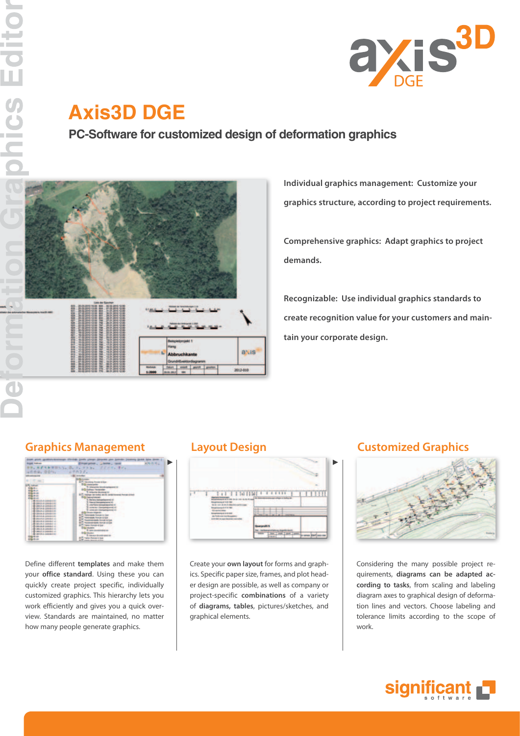# Axis3D DGE

## PC-Software for customized design of deformation graphics

**Individual graphics management: Customize your graphics structure, according to project requirements.**

**Comprehensive graphics: Adapt graphics to project demands.**

**Recognizable: Use individual graphics standards to create recognition value for your customers and maintain your corporate design.**

### Graphics Management

Define different **templates** and make them your **office standard**. Using these you can quickly create project specific, individually customized graphics. This hierarchy lets you work efficiently and gives you a quick overview. Standards are maintained, no matter how many people generate graphics.

### Layout Design

Create your **own layout** for forms and graphics. Specific paper size, frames, and plot header design are possible, as well as company or project-specific **combinations** of a variety of **diagrams, tables**, pictures/sketches, and graphical elements.

### Customized Graphics

Considering the many possible project requirements, **diagrams can be adapted according to tasks**, from scaling and labeling diagram axes to graphical design of deformation lines and vectors. Choose labeling and tolerance limits according to the scope of work.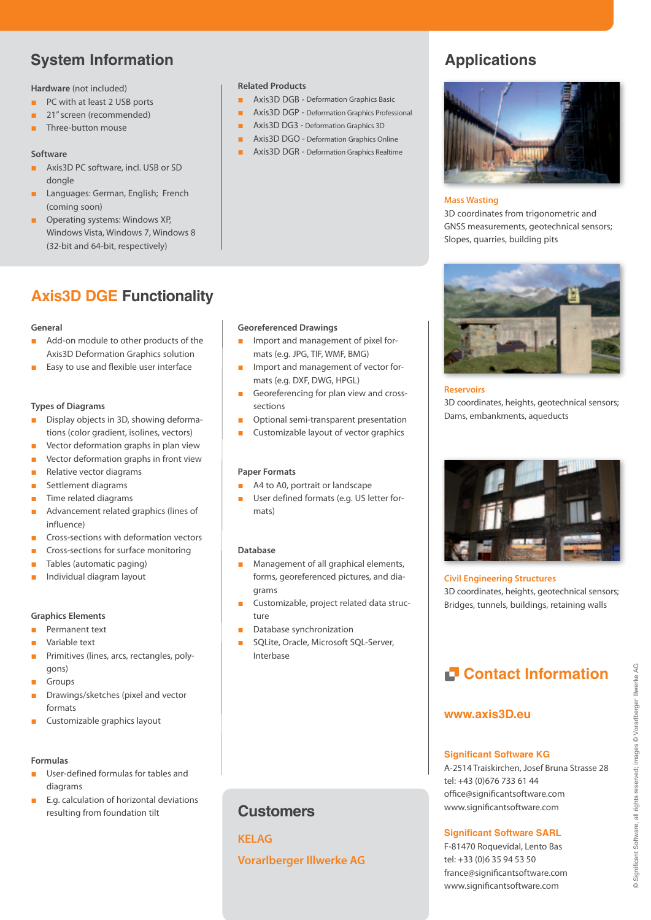## System Information

**Hardware** (not included)

- PC with at least 2 USB ports
- 21" screen (recommended)
- Three-button mouse

**Software**

- Axis3D PC software, incl. USB or SD dongle
- Languages: German, English; French (coming soon)
- Operating systems: Windows XP, Windows Vista, Windows 7, Windows 8 (32-bit and 64-bit, respectively)

**Related Products**

- Axis3D DGB - Deformation Graphics Basic
- Axis3D DGP - Deformation Graphics Professional
- Axis3D DG3 - Deformation Graphics 3D
- Axis3D DGO - Deformation Graphics Online
- Axis3D DGR - Deformation Graphics Realtime

## Axis3D DGE Functionality

**General**

- Add-on module to other products of the Axis3D Deformation Graphics solution
- Easy to use and flexible user interface

**Types of Diagrams**

- Display objects in 3D, showing deformations (color gradient, isolines, vectors)
- Vector deformation graphs in plan view
- Vector deformation graphs in front view
- Relative vector diagrams
- Settlement diagrams
- Time related diagrams
- Advancement related graphics (lines of influence)
- Cross-sections with deformation vectors
- Cross-sections for surface monitoring
- Tables (automatic paging)
- Individual diagram layout

**Graphics Elements**

- Permanent text
- Variable text
- Primitives (lines, arcs, rectangles, polygons)
- Groups
- Drawings/sketches (pixel and vector formats
- Customizable graphics layout

**Formulas**

- User-defined formulas for tables and diagrams
- E.g. calculation of horizontal deviations resulting from foundation tilt

**Georeferenced Drawings**

- Import and management of pixel formats (e.g. JPG, TIF, WMF, BMG)
- Import and management of vector formats (e.g. DXF, DWG, HPGL)
- Georeferencing for plan view and cross-sections
- Optional semi-transparent presentation
- Customizable layout of vector graphics

**Paper Formats**

- A4 to A0, portrait or landscape
- User defined formats (e.g. US letter formats)

**Database**

- Management of all graphical elements, forms, georeferenced pictures, and diagrams
- Customizable, project related data structure
- Database synchronization
- SQLite, Oracle, Microsoft SQL-Server, Interbase

## Customers

**KELAG**

**Vorarlberger Illwerke AG**

## Applications

**Mass Wasting**

3D coordinates from trigonometric and GNSS measurements, geotechnical sensors; Slopes, quarries, building pits

**Reservoirs**

3D coordinates, heights, geotechnical sensors; Dams, embankments, aqueducts

**Civil Engineering Structures**

3D coordinates, heights, geotechnical sensors; Bridges, tunnels, buildings, retaining walls

## Contact Information

**www.axis3D.eu**

**Significant Software KG**
A-2514 Traiskirchen, Josef Bruna Strasse 28
tel: +43 (0)676 733 61 44
office@significantsoftware.com
www.significantsoftware.com

**Significant Software SARL**
F-81470 Roquevidal, Lento Bas
tel: +33 (0)6 35 94 53 50
france@significantsoftware.com
www.significantsoftware.com

© Significant Software, all rights reserved; images © Vorarlberger Illwerke AG